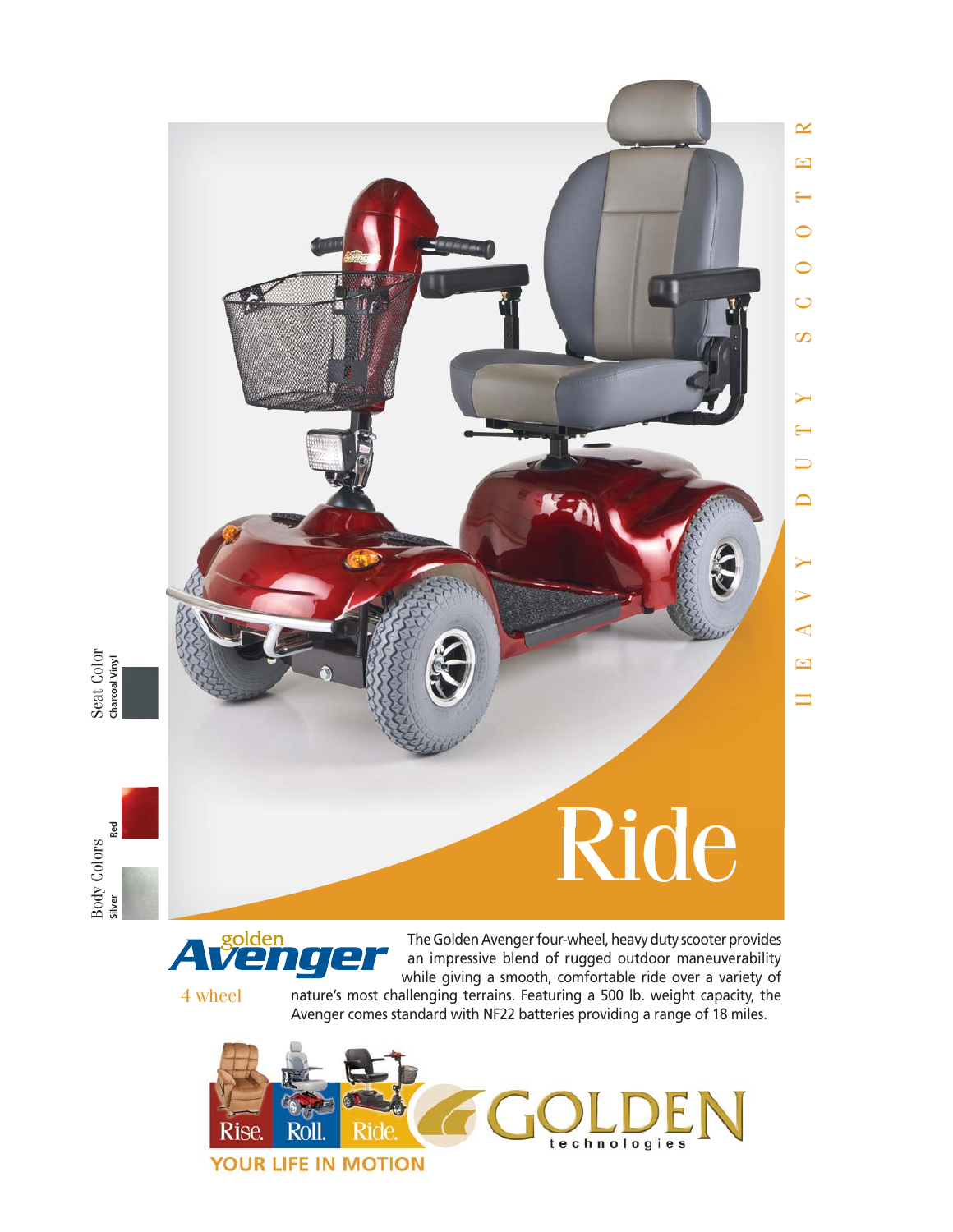# HEAVY DUTY SCOOTER

## Ride

**Seat Color**
Charcoal Vinyl

**Body Colors**
Red
Silver

## golden Avenger

4 wheel

The Golden Avenger four-wheel, heavy duty scooter provides an impressive blend of rugged outdoor maneuverability while giving a smooth, comfortable ride over a variety of nature's most challenging terrains. Featuring a 500 lb. weight capacity, the Avenger comes standard with NF22 batteries providing a range of 18 miles.

Rise. Roll. Ride.

GOLDEN technologies

YOUR LIFE IN MOTION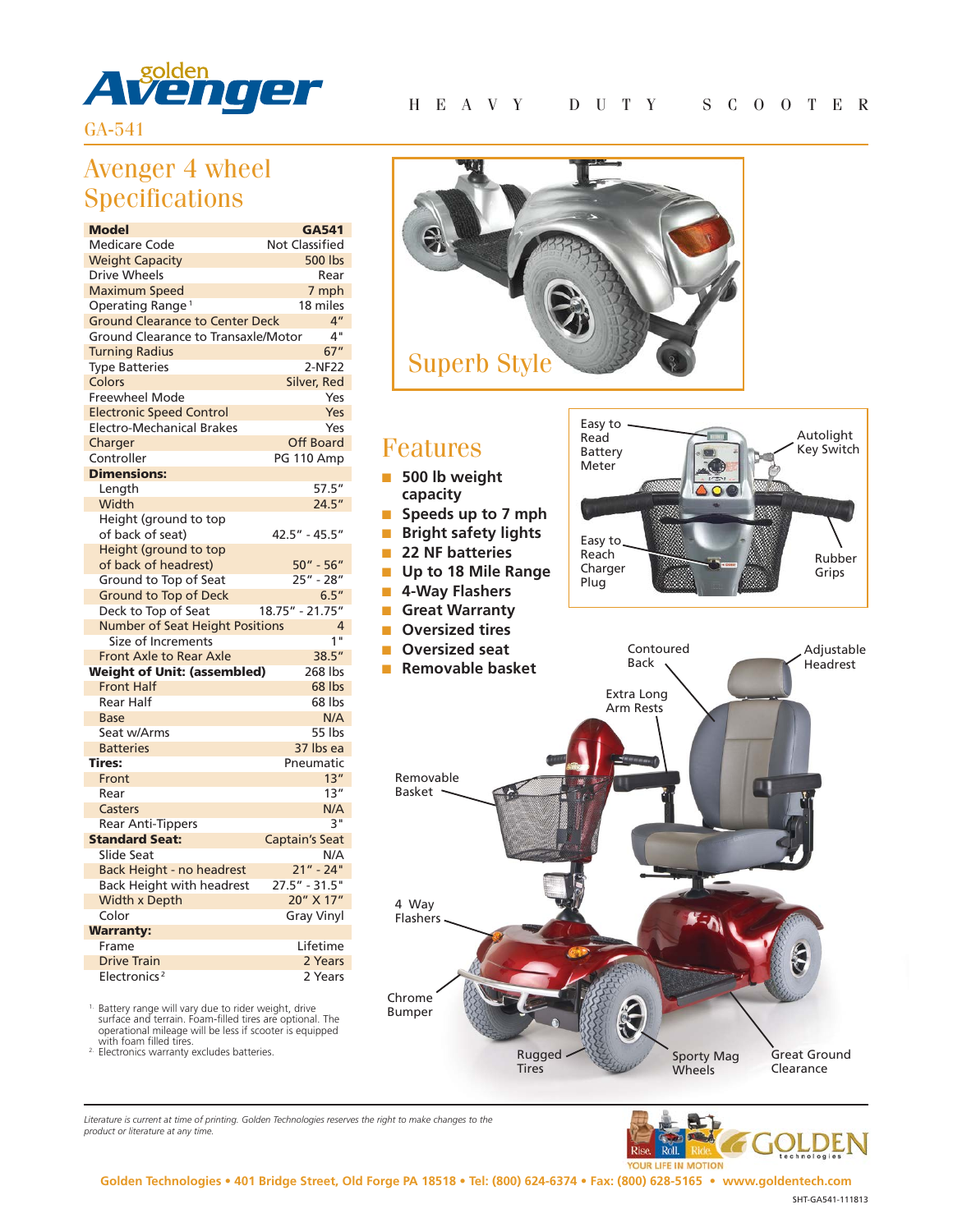# golden Avenger

GA-541

HEAVY DUTY SCOOTER

## Avenger 4 wheel Specifications

| Model | GA541 |
|---|---|
| Medicare Code | Not Classified |
| Weight Capacity | 500 lbs |
| Drive Wheels | Rear |
| Maximum Speed | 7 mph |
| Operating Range [1] | 18 miles |
| Ground Clearance to Center Deck | 4" |
| Ground Clearance to Transaxle/Motor | 4" |
| Turning Radius | 67" |
| Type Batteries | 2-NF22 |
| Colors | Silver, Red |
| Freewheel Mode | Yes |
| Electronic Speed Control | Yes |
| Electro-Mechanical Brakes | Yes |
| Charger | Off Board |
| Controller | PG 110 Amp |
| **Dimensions:** | |
| Length | 57.5" |
| Width | 24.5" |
| Height (ground to top of back of seat) | 42.5" - 45.5" |
| Height (ground to top of back of headrest) | 50" - 56" |
| Ground to Top of Seat | 25" - 28" |
| Ground to Top of Deck | 6.5" |
| Deck to Top of Seat | 18.75" - 21.75" |
| Number of Seat Height Positions | 4 |
| Size of Increments | 1" |
| Front Axle to Rear Axle | 38.5" |
| **Weight of Unit: (assembled)** | 268 lbs |
| Front Half | 68 lbs |
| Rear Half | 68 lbs |
| Base | N/A |
| Seat w/Arms | 55 lbs |
| Batteries | 37 lbs ea |
| **Tires:** | Pneumatic |
| Front | 13" |
| Rear | 13" |
| Casters | N/A |
| Rear Anti-Tippers | 3" |
| **Standard Seat:** | Captain's Seat |
| Slide Seat | N/A |
| Back Height - no headrest | 21" - 24" |
| Back Height with headrest | 27.5" - 31.5" |
| Width x Depth | 20" X 17" |
| Color | Gray Vinyl |
| **Warranty:** | |
| Frame | Lifetime |
| Drive Train | 2 Years |
| Electronics [2] | 2 Years |

[1] Battery range will vary due to rider weight, drive surface and terrain. Foam-filled tires are optional. The operational mileage will be less if scooter is equipped with foam filled tires.

[2] Electronics warranty excludes batteries.

Superb Style

## Features

- **500 lb weight capacity**
- **Speeds up to 7 mph**
- **Bright safety lights**
- **22 NF batteries**
- **Up to 18 Mile Range**
- **4-Way Flashers**
- **Great Warranty**
- **Oversized tires**
- **Oversized seat**
- **Removable basket**

Easy to Read Battery Meter

Autolight Key Switch

Easy to Reach Charger Plug

Rubber Grips

Contoured Back

Adjustable Headrest

Extra Long Arm Rests

Removable Basket

4 Way Flashers

Chrome Bumper

Rugged Tires

Sporty Mag Wheels

Great Ground Clearance

*Literature is current at time of printing. Golden Technologies reserves the right to make changes to the product or literature at any time.*

Rise. Roll. Ride. YOUR LIFE IN MOTION — GOLDEN technologies

**Golden Technologies • 401 Bridge Street, Old Forge PA 18518 • Tel: (800) 624-6374 • Fax: (800) 628-5165 • www.goldentech.com**

SHT-GA541-111813